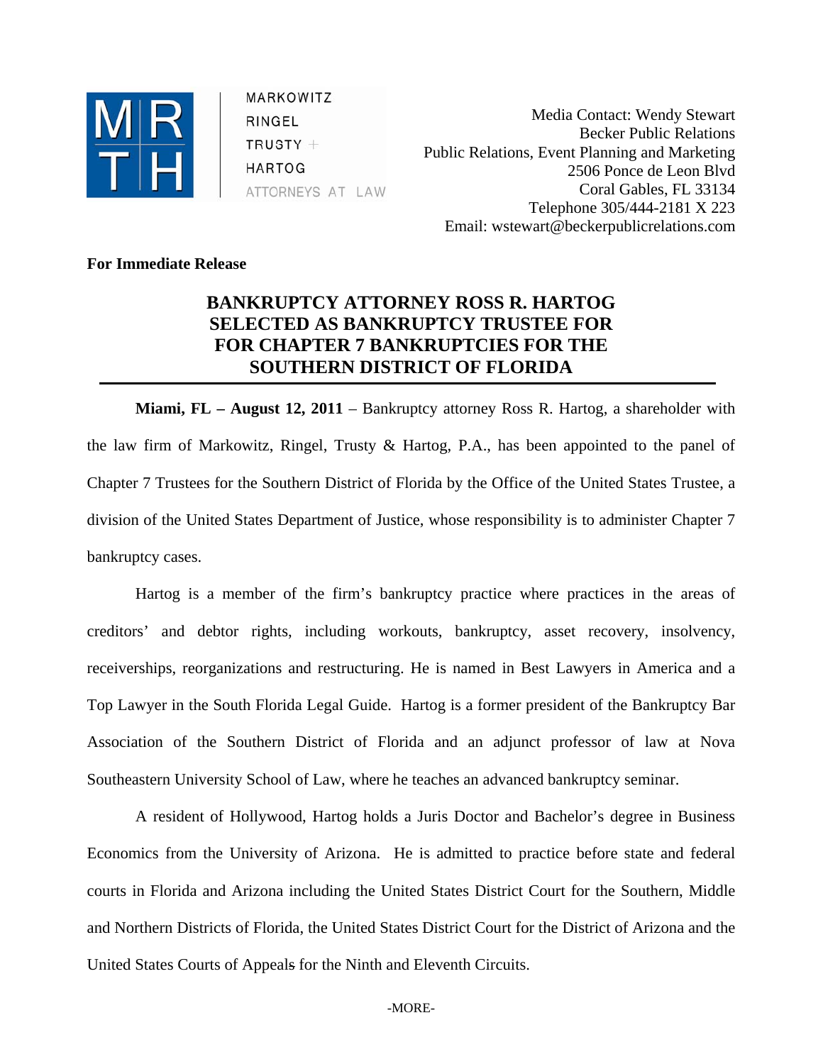MARKOWITZ
RINGEL
TRUSTY +
HARTOG
ATTORNEYS AT LAW

Media Contact: Wendy Stewart
Becker Public Relations
Public Relations, Event Planning and Marketing
2506 Ponce de Leon Blvd
Coral Gables, FL 33134
Telephone 305/444-2181 X 223
Email: wstewart@beckerpublicrelations.com

**For Immediate Release**

# BANKRUPTCY ATTORNEY ROSS R. HARTOG SELECTED AS BANKRUPTCY TRUSTEE FOR FOR CHAPTER 7 BANKRUPTCIES FOR THE SOUTHERN DISTRICT OF FLORIDA

**Miami, FL – August 12, 2011** – Bankruptcy attorney Ross R. Hartog, a shareholder with the law firm of Markowitz, Ringel, Trusty & Hartog, P.A., has been appointed to the panel of Chapter 7 Trustees for the Southern District of Florida by the Office of the United States Trustee, a division of the United States Department of Justice, whose responsibility is to administer Chapter 7 bankruptcy cases.

Hartog is a member of the firm's bankruptcy practice where practices in the areas of creditors' and debtor rights, including workouts, bankruptcy, asset recovery, insolvency, receiverships, reorganizations and restructuring. He is named in Best Lawyers in America and a Top Lawyer in the South Florida Legal Guide. Hartog is a former president of the Bankruptcy Bar Association of the Southern District of Florida and an adjunct professor of law at Nova Southeastern University School of Law, where he teaches an advanced bankruptcy seminar.

A resident of Hollywood, Hartog holds a Juris Doctor and Bachelor's degree in Business Economics from the University of Arizona. He is admitted to practice before state and federal courts in Florida and Arizona including the United States District Court for the Southern, Middle and Northern Districts of Florida, the United States District Court for the District of Arizona and the United States Courts of Appeals for the Ninth and Eleventh Circuits.

-MORE-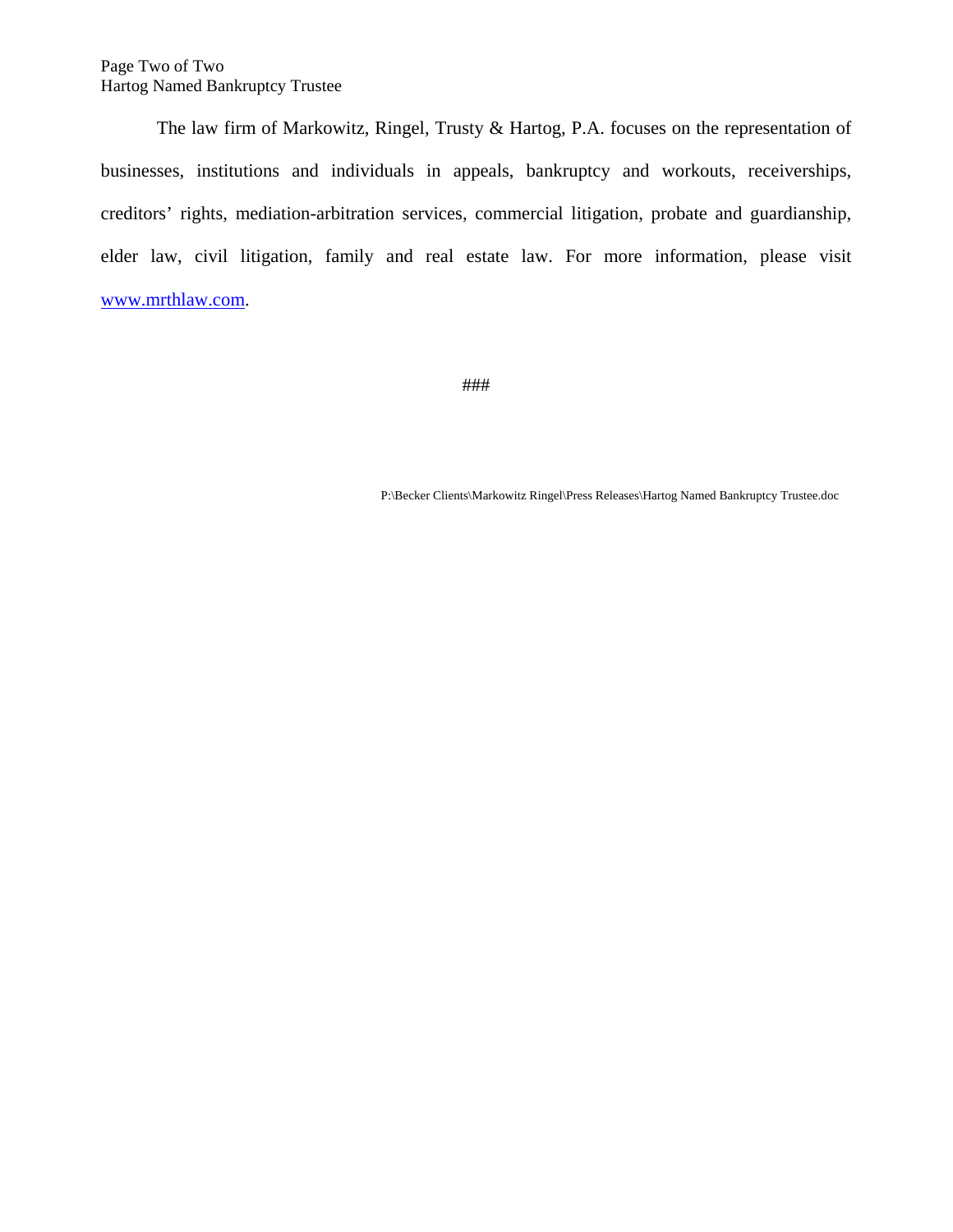The law firm of Markowitz, Ringel, Trusty & Hartog, P.A. focuses on the representation of businesses, institutions and individuals in appeals, bankruptcy and workouts, receiverships, creditors' rights, mediation-arbitration services, commercial litigation, probate and guardianship, elder law, civil litigation, family and real estate law. For more information, please visit www.mrthlaw.com.

###

P:\Becker Clients\Markowitz Ringel\Press Releases\Hartog Named Bankruptcy Trustee.doc